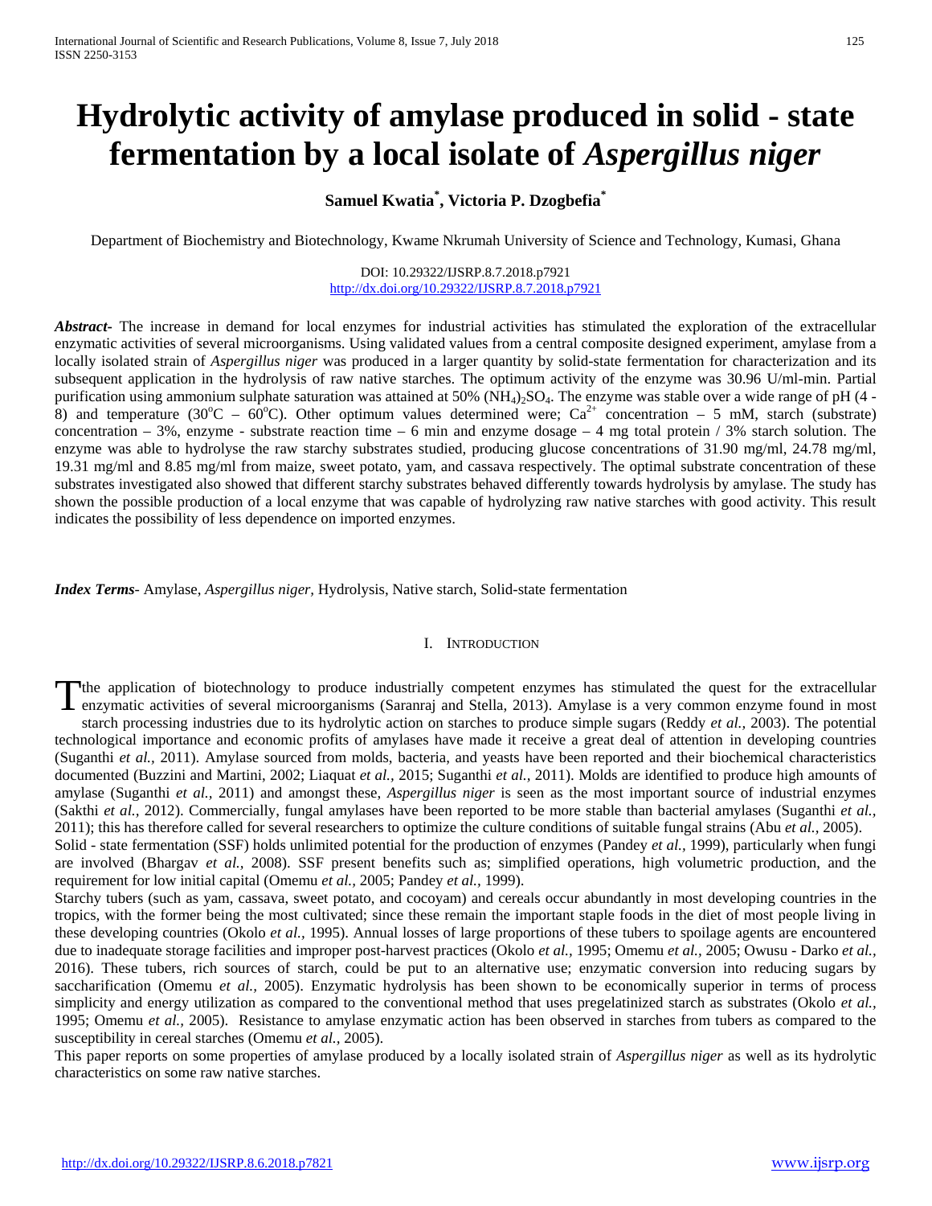# Hydrolytic activity of amylase produced in solid - state fermentation by a local isolate of *Aspergillus niger*

**Samuel Kwatia[*], Victoria P. Dzogbefia[*]**

Department of Biochemistry and Biotechnology, Kwame Nkrumah University of Science and Technology, Kumasi, Ghana

DOI: 10.29322/IJSRP.8.7.2018.p7921
http://dx.doi.org/10.29322/IJSRP.8.7.2018.p7921

***Abstract-*** The increase in demand for local enzymes for industrial activities has stimulated the exploration of the extracellular enzymatic activities of several microorganisms. Using validated values from a central composite designed experiment, amylase from a locally isolated strain of *Aspergillus niger* was produced in a larger quantity by solid-state fermentation for characterization and its subsequent application in the hydrolysis of raw native starches. The optimum activity of the enzyme was 30.96 U/ml-min. Partial purification using ammonium sulphate saturation was attained at 50% $(NH_4)_2SO_4$. The enzyme was stable over a wide range of pH (4 - 8) and temperature ($30^oC$ – $60^oC$). Other optimum values determined were; $Ca^{2+}$ concentration – 5 mM, starch (substrate) concentration – 3%, enzyme - substrate reaction time – 6 min and enzyme dosage – 4 mg total protein / 3% starch solution. The enzyme was able to hydrolyse the raw starchy substrates studied, producing glucose concentrations of 31.90 mg/ml, 24.78 mg/ml, 19.31 mg/ml and 8.85 mg/ml from maize, sweet potato, yam, and cassava respectively. The optimal substrate concentration of these substrates investigated also showed that different starchy substrates behaved differently towards hydrolysis by amylase. The study has shown the possible production of a local enzyme that was capable of hydrolyzing raw native starches with good activity. This result indicates the possibility of less dependence on imported enzymes.

***Index Terms***- Amylase, *Aspergillus niger,* Hydrolysis, Native starch, Solid-state fermentation

## I. Introduction

The application of biotechnology to produce industrially competent enzymes has stimulated the quest for the extracellular enzymatic activities of several microorganisms (Saranraj and Stella, 2013). Amylase is a very common enzyme found in most starch processing industries due to its hydrolytic action on starches to produce simple sugars (Reddy *et al.,* 2003). The potential technological importance and economic profits of amylases have made it receive a great deal of attention in developing countries (Suganthi *et al.,* 2011). Amylase sourced from molds, bacteria, and yeasts have been reported and their biochemical characteristics documented (Buzzini and Martini, 2002; Liaquat *et al.,* 2015; Suganthi *et al.,* 2011). Molds are identified to produce high amounts of amylase (Suganthi *et al.,* 2011) and amongst these, *Aspergillus niger* is seen as the most important source of industrial enzymes (Sakthi *et al.,* 2012). Commercially, fungal amylases have been reported to be more stable than bacterial amylases (Suganthi *et al.,* 2011); this has therefore called for several researchers to optimize the culture conditions of suitable fungal strains (Abu *et al.,* 2005).

Solid - state fermentation (SSF) holds unlimited potential for the production of enzymes (Pandey *et al.,* 1999), particularly when fungi are involved (Bhargav *et al.,* 2008). SSF present benefits such as; simplified operations, high volumetric production, and the requirement for low initial capital (Omemu *et al.,* 2005; Pandey *et al.,* 1999).

Starchy tubers (such as yam, cassava, sweet potato, and cocoyam) and cereals occur abundantly in most developing countries in the tropics, with the former being the most cultivated; since these remain the important staple foods in the diet of most people living in these developing countries (Okolo *et al.,* 1995). Annual losses of large proportions of these tubers to spoilage agents are encountered due to inadequate storage facilities and improper post-harvest practices (Okolo *et al.,* 1995; Omemu *et al.,* 2005; Owusu - Darko *et al.,* 2016). These tubers, rich sources of starch, could be put to an alternative use; enzymatic conversion into reducing sugars by saccharification (Omemu *et al.,* 2005). Enzymatic hydrolysis has been shown to be economically superior in terms of process simplicity and energy utilization as compared to the conventional method that uses pregelatinized starch as substrates (Okolo *et al.,* 1995; Omemu *et al.,* 2005). Resistance to amylase enzymatic action has been observed in starches from tubers as compared to the susceptibility in cereal starches (Omemu *et al.,* 2005).

This paper reports on some properties of amylase produced by a locally isolated strain of *Aspergillus niger* as well as its hydrolytic characteristics on some raw native starches.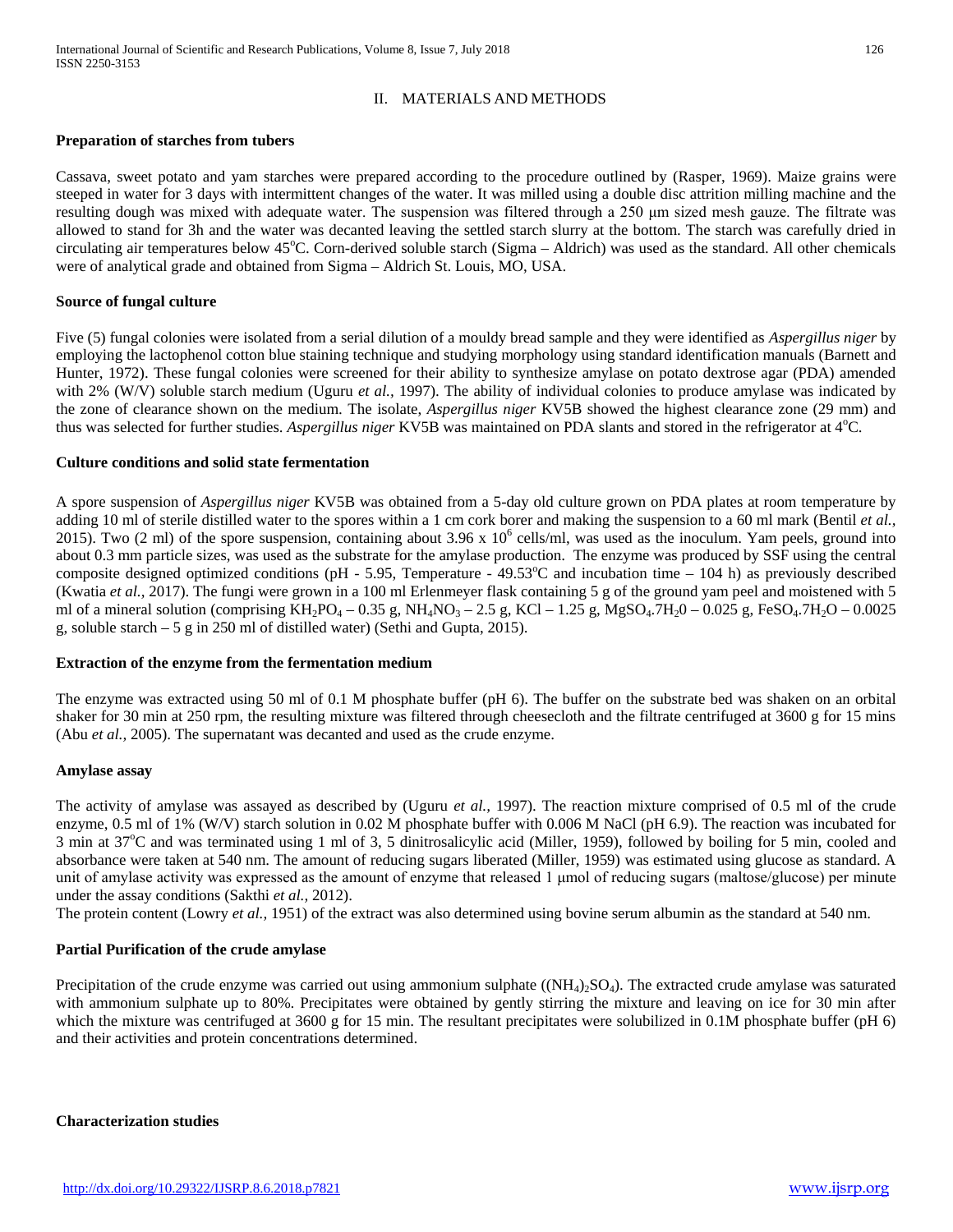## II. MATERIALS AND METHODS

**Preparation of starches from tubers**

Cassava, sweet potato and yam starches were prepared according to the procedure outlined by (Rasper, 1969). Maize grains were steeped in water for 3 days with intermittent changes of the water. It was milled using a double disc attrition milling machine and the resulting dough was mixed with adequate water. The suspension was filtered through a 250 µm sized mesh gauze. The filtrate was allowed to stand for 3h and the water was decanted leaving the settled starch slurry at the bottom. The starch was carefully dried in circulating air temperatures below 45°C. Corn-derived soluble starch (Sigma – Aldrich) was used as the standard. All other chemicals were of analytical grade and obtained from Sigma – Aldrich St. Louis, MO, USA.

**Source of fungal culture**

Five (5) fungal colonies were isolated from a serial dilution of a mouldy bread sample and they were identified as *Aspergillus niger* by employing the lactophenol cotton blue staining technique and studying morphology using standard identification manuals (Barnett and Hunter, 1972). These fungal colonies were screened for their ability to synthesize amylase on potato dextrose agar (PDA) amended with 2% (W/V) soluble starch medium (Uguru *et al.,* 1997). The ability of individual colonies to produce amylase was indicated by the zone of clearance shown on the medium. The isolate, *Aspergillus niger* KV5B showed the highest clearance zone (29 mm) and thus was selected for further studies. *Aspergillus niger* KV5B was maintained on PDA slants and stored in the refrigerator at 4°C.

**Culture conditions and solid state fermentation**

A spore suspension of *Aspergillus niger* KV5B was obtained from a 5-day old culture grown on PDA plates at room temperature by adding 10 ml of sterile distilled water to the spores within a 1 cm cork borer and making the suspension to a 60 ml mark (Bentil *et al.,* 2015). Two (2 ml) of the spore suspension, containing about $3.96 \times 10^6$ cells/ml, was used as the inoculum. Yam peels, ground into about 0.3 mm particle sizes, was used as the substrate for the amylase production. The enzyme was produced by SSF using the central composite designed optimized conditions (pH - 5.95, Temperature - 49.53°C and incubation time – 104 h) as previously described (Kwatia *et al.,* 2017). The fungi were grown in a 100 ml Erlenmeyer flask containing 5 g of the ground yam peel and moistened with 5 ml of a mineral solution (comprising $KH_2PO_4$ – 0.35 g, $NH_4NO_3$ – 2.5 g, KCl – 1.25 g, $MgSO_4.7H_20$ – 0.025 g, $FeSO_4.7H_2O$ – 0.0025 g, soluble starch – 5 g in 250 ml of distilled water) (Sethi and Gupta, 2015).

**Extraction of the enzyme from the fermentation medium**

The enzyme was extracted using 50 ml of 0.1 M phosphate buffer (pH 6). The buffer on the substrate bed was shaken on an orbital shaker for 30 min at 250 rpm, the resulting mixture was filtered through cheesecloth and the filtrate centrifuged at 3600 g for 15 mins (Abu *et al.,* 2005). The supernatant was decanted and used as the crude enzyme.

**Amylase assay**

The activity of amylase was assayed as described by (Uguru *et al.,* 1997). The reaction mixture comprised of 0.5 ml of the crude enzyme, 0.5 ml of 1% (W/V) starch solution in 0.02 M phosphate buffer with 0.006 M NaCl (pH 6.9). The reaction was incubated for 3 min at 37°C and was terminated using 1 ml of 3, 5 dinitrosalicylic acid (Miller, 1959), followed by boiling for 5 min, cooled and absorbance were taken at 540 nm. The amount of reducing sugars liberated (Miller, 1959) was estimated using glucose as standard. A unit of amylase activity was expressed as the amount of enzyme that released 1 µmol of reducing sugars (maltose/glucose) per minute under the assay conditions (Sakthi *et al.,* 2012).

The protein content (Lowry *et al.,* 1951) of the extract was also determined using bovine serum albumin as the standard at 540 nm.

**Partial Purification of the crude amylase**

Precipitation of the crude enzyme was carried out using ammonium sulphate ($(NH_4)_2SO_4$). The extracted crude amylase was saturated with ammonium sulphate up to 80%. Precipitates were obtained by gently stirring the mixture and leaving on ice for 30 min after which the mixture was centrifuged at 3600 g for 15 min. The resultant precipitates were solubilized in 0.1M phosphate buffer (pH 6) and their activities and protein concentrations determined.

**Characterization studies**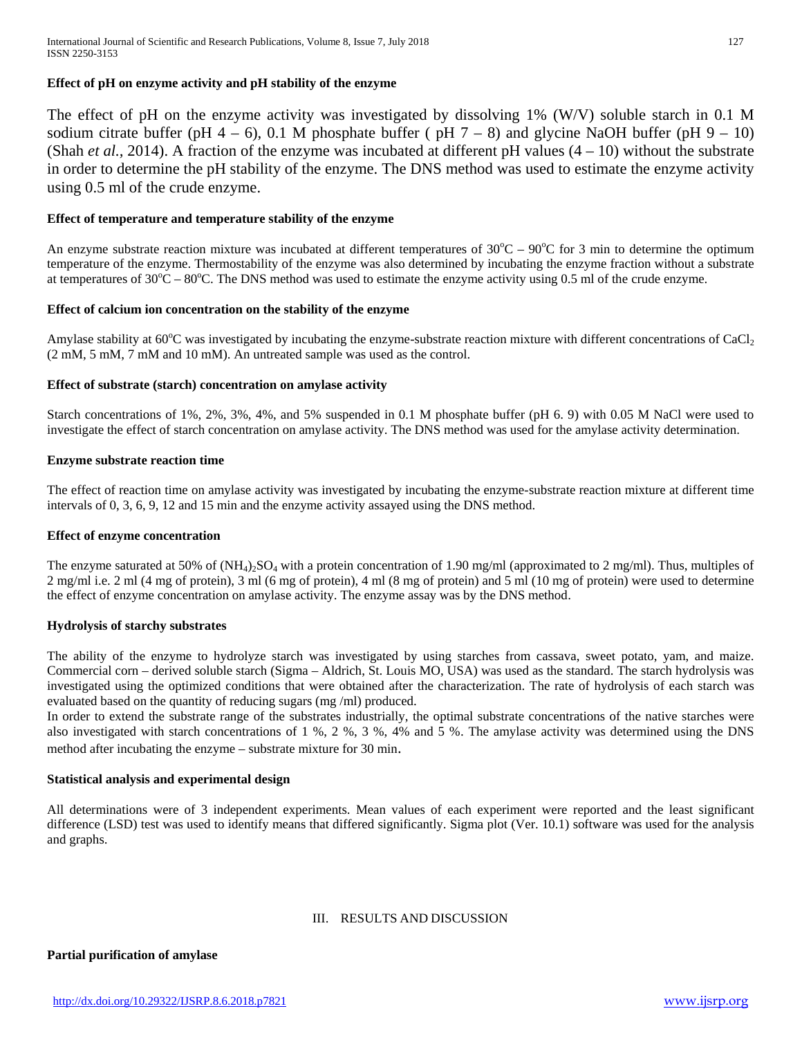**Effect of pH on enzyme activity and pH stability of the enzyme**

The effect of pH on the enzyme activity was investigated by dissolving 1% (W/V) soluble starch in 0.1 M sodium citrate buffer (pH 4 – 6), 0.1 M phosphate buffer ( pH 7 – 8) and glycine NaOH buffer (pH 9 – 10) (Shah *et al.,* 2014). A fraction of the enzyme was incubated at different pH values (4 – 10) without the substrate in order to determine the pH stability of the enzyme. The DNS method was used to estimate the enzyme activity using 0.5 ml of the crude enzyme.

**Effect of temperature and temperature stability of the enzyme**

An enzyme substrate reaction mixture was incubated at different temperatures of $30^oC$ – $90^oC$ for 3 min to determine the optimum temperature of the enzyme. Thermostability of the enzyme was also determined by incubating the enzyme fraction without a substrate at temperatures of $30^oC$ – $80^oC$. The DNS method was used to estimate the enzyme activity using 0.5 ml of the crude enzyme.

**Effect of calcium ion concentration on the stability of the enzyme**

Amylase stability at $60^oC$ was investigated by incubating the enzyme-substrate reaction mixture with different concentrations of $CaCl_2$ (2 mM, 5 mM, 7 mM and 10 mM). An untreated sample was used as the control.

**Effect of substrate (starch) concentration on amylase activity**

Starch concentrations of 1%, 2%, 3%, 4%, and 5% suspended in 0.1 M phosphate buffer (pH 6. 9) with 0.05 M NaCl were used to investigate the effect of starch concentration on amylase activity. The DNS method was used for the amylase activity determination.

**Enzyme substrate reaction time**

The effect of reaction time on amylase activity was investigated by incubating the enzyme-substrate reaction mixture at different time intervals of 0, 3, 6, 9, 12 and 15 min and the enzyme activity assayed using the DNS method.

**Effect of enzyme concentration**

The enzyme saturated at 50% of $(NH_4)_2SO_4$ with a protein concentration of 1.90 mg/ml (approximated to 2 mg/ml). Thus, multiples of 2 mg/ml i.e. 2 ml (4 mg of protein), 3 ml (6 mg of protein), 4 ml (8 mg of protein) and 5 ml (10 mg of protein) were used to determine the effect of enzyme concentration on amylase activity. The enzyme assay was by the DNS method.

**Hydrolysis of starchy substrates**

The ability of the enzyme to hydrolyze starch was investigated by using starches from cassava, sweet potato, yam, and maize. Commercial corn – derived soluble starch (Sigma – Aldrich, St. Louis MO, USA) was used as the standard. The starch hydrolysis was investigated using the optimized conditions that were obtained after the characterization. The rate of hydrolysis of each starch was evaluated based on the quantity of reducing sugars (mg /ml) produced.
In order to extend the substrate range of the substrates industrially, the optimal substrate concentrations of the native starches were also investigated with starch concentrations of 1 %, 2 %, 3 %, 4% and 5 %. The amylase activity was determined using the DNS method after incubating the enzyme – substrate mixture for 30 min.

**Statistical analysis and experimental design**

All determinations were of 3 independent experiments. Mean values of each experiment were reported and the least significant difference (LSD) test was used to identify means that differed significantly. Sigma plot (Ver. 10.1) software was used for the analysis and graphs.

## III. RESULTS AND DISCUSSION

**Partial purification of amylase**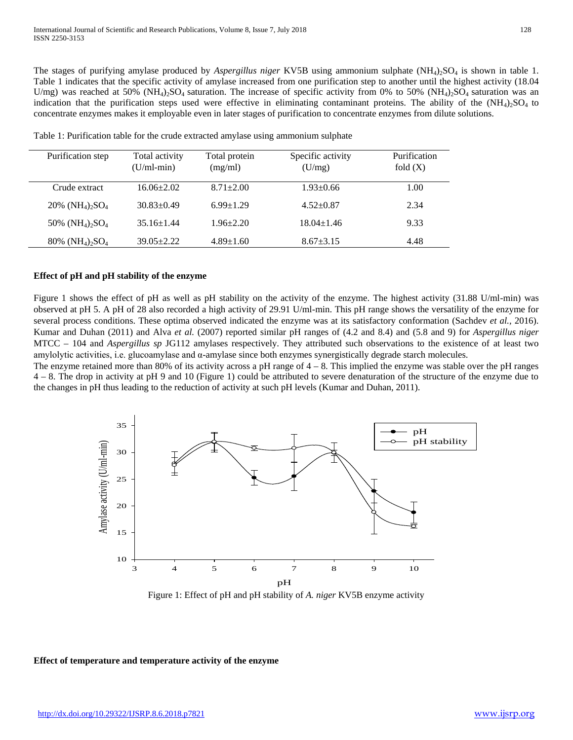The stages of purifying amylase produced by *Aspergillus niger* KV5B using ammonium sulphate $(NH_4)_2SO_4$ is shown in table 1. Table 1 indicates that the specific activity of amylase increased from one purification step to another until the highest activity (18.04 U/mg) was reached at 50% $(NH_4)_2SO_4$ saturation. The increase of specific activity from 0% to 50% $(NH_4)_2SO_4$ saturation was an indication that the purification steps used were effective in eliminating contaminant proteins. The ability of the $(NH_4)_2SO_4$ to concentrate enzymes makes it employable even in later stages of purification to concentrate enzymes from dilute solutions.

Table 1: Purification table for the crude extracted amylase using ammonium sulphate

| Purification step | Total activity (U/ml-min) | Total protein (mg/ml) | Specific activity (U/mg) | Purification fold (X) |
|---|---|---|---|---|
| Crude extract | 16.06±2.02 | 8.71±2.00 | 1.93±0.66 | 1.00 |
| 20% $(NH_4)_2SO_4$ | 30.83±0.49 | 6.99±1.29 | 4.52±0.87 | 2.34 |
| 50% $(NH_4)_2SO_4$ | 35.16±1.44 | 1.96±2.20 | 18.04±1.46 | 9.33 |
| 80% $(NH_4)_2SO_4$ | 39.05±2.22 | 4.89±1.60 | 8.67±3.15 | 4.48 |

**Effect of pH and pH stability of the enzyme**

Figure 1 shows the effect of pH as well as pH stability on the activity of the enzyme. The highest activity (31.88 U/ml-min) was observed at pH 5. A pH of 28 also recorded a high activity of 29.91 U/ml-min. This pH range shows the versatility of the enzyme for several process conditions. These optima observed indicated the enzyme was at its satisfactory conformation (Sachdev *et al.,* 2016). Kumar and Duhan (2011) and Alva *et al.* (2007) reported similar pH ranges of (4.2 and 8.4) and (5.8 and 9) for *Aspergillus niger* MTCC – 104 and *Aspergillus sp* JG112 amylases respectively. They attributed such observations to the existence of at least two amylolytic activities, i.e. glucoamylase and α-amylase since both enzymes synergistically degrade starch molecules.

The enzyme retained more than 80% of its activity across a pH range of 4 – 8. This implied the enzyme was stable over the pH ranges 4 – 8. The drop in activity at pH 9 and 10 (Figure 1) could be attributed to severe denaturation of the structure of the enzyme due to the changes in pH thus leading to the reduction of activity at such pH levels (Kumar and Duhan, 2011).

Figure 1: Effect of pH and pH stability of *A. niger* KV5B enzyme activity

**Effect of temperature and temperature activity of the enzyme**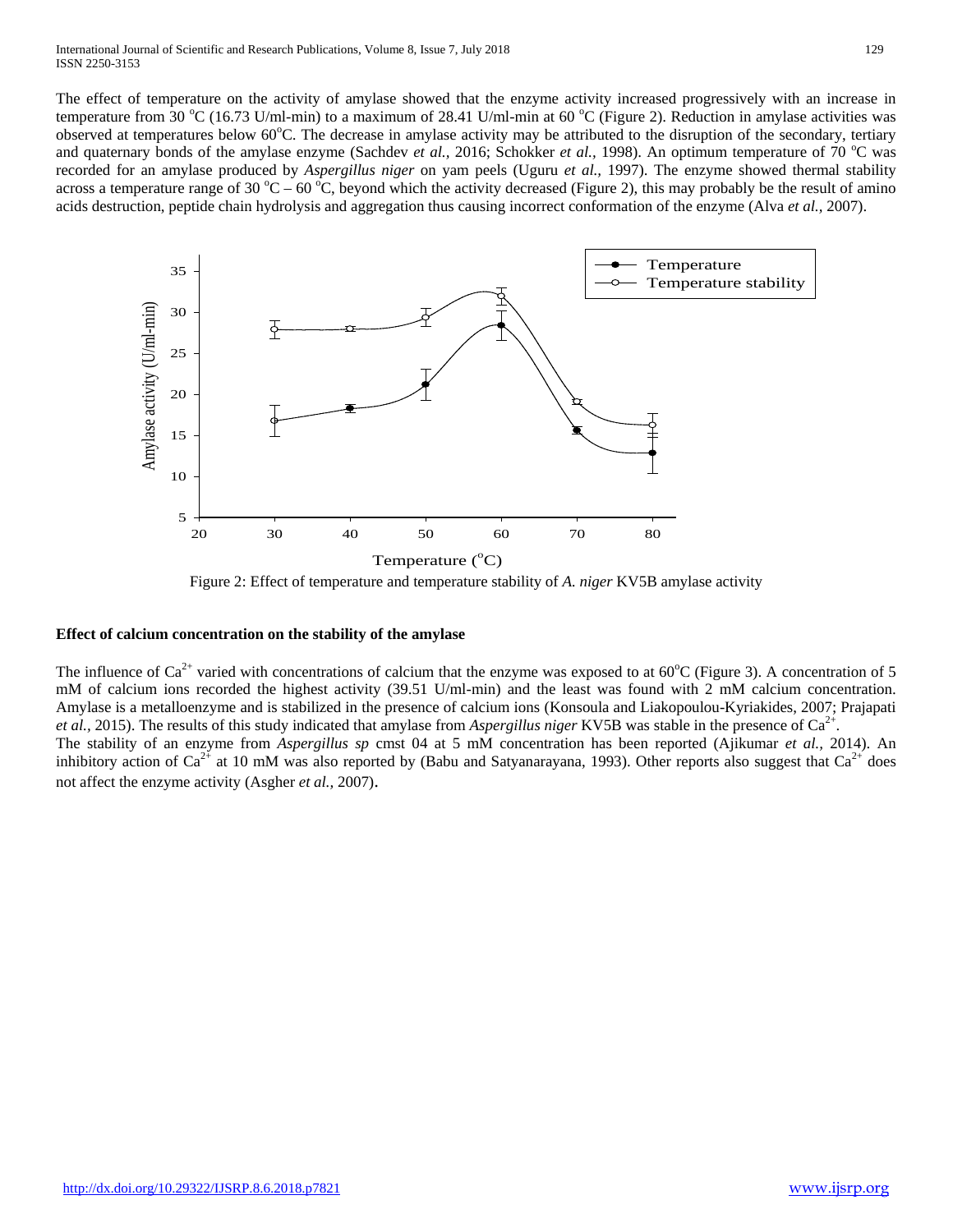The effect of temperature on the activity of amylase showed that the enzyme activity increased progressively with an increase in temperature from 30 $^{o}$C (16.73 U/ml-min) to a maximum of 28.41 U/ml-min at 60 $^{o}$C (Figure 2). Reduction in amylase activities was observed at temperatures below 60$^{o}$C. The decrease in amylase activity may be attributed to the disruption of the secondary, tertiary and quaternary bonds of the amylase enzyme (Sachdev *et al.,* 2016; Schokker *et al.,* 1998). An optimum temperature of 70 $^{o}$C was recorded for an amylase produced by *Aspergillus niger* on yam peels (Uguru *et al.,* 1997). The enzyme showed thermal stability across a temperature range of 30 $^{o}$C – 60 $^{o}$C, beyond which the activity decreased (Figure 2), this may probably be the result of amino acids destruction, peptide chain hydrolysis and aggregation thus causing incorrect conformation of the enzyme (Alva *et al.,* 2007).

Figure 2: Effect of temperature and temperature stability of *A. niger* KV5B amylase activity

**Effect of calcium concentration on the stability of the amylase**

The influence of $Ca^{2+}$ varied with concentrations of calcium that the enzyme was exposed to at 60$^{o}$C (Figure 3). A concentration of 5 mM of calcium ions recorded the highest activity (39.51 U/ml-min) and the least was found with 2 mM calcium concentration. Amylase is a metalloenzyme and is stabilized in the presence of calcium ions (Konsoula and Liakopoulou-Kyriakides, 2007; Prajapati *et al.,* 2015). The results of this study indicated that amylase from *Aspergillus niger* KV5B was stable in the presence of $Ca^{2+}$.

The stability of an enzyme from *Aspergillus sp* cmst 04 at 5 mM concentration has been reported (Ajikumar *et al.,* 2014). An inhibitory action of $Ca^{2+}$ at 10 mM was also reported by (Babu and Satyanarayana, 1993). Other reports also suggest that $Ca^{2+}$ does not affect the enzyme activity (Asgher *et al.,* 2007).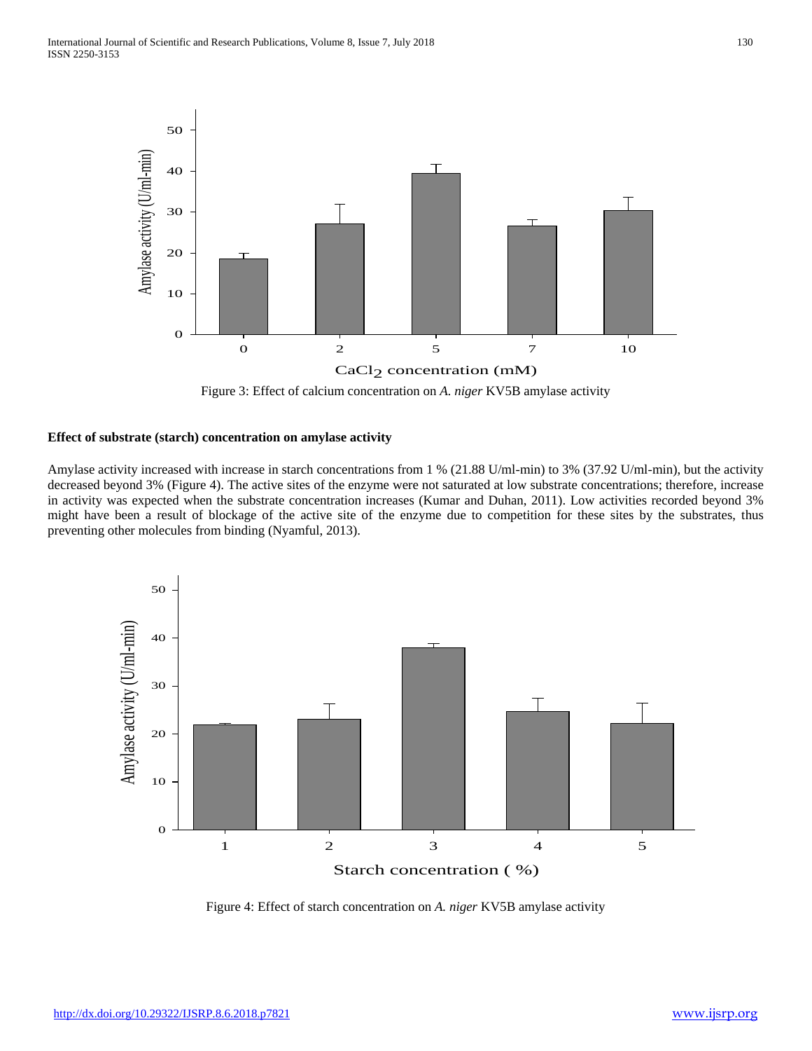Figure 3: Effect of calcium concentration on *A. niger* KV5B amylase activity

### Effect of substrate (starch) concentration on amylase activity

Amylase activity increased with increase in starch concentrations from 1 % (21.88 U/ml-min) to 3% (37.92 U/ml-min), but the activity decreased beyond 3% (Figure 4). The active sites of the enzyme were not saturated at low substrate concentrations; therefore, increase in activity was expected when the substrate concentration increases (Kumar and Duhan, 2011). Low activities recorded beyond 3% might have been a result of blockage of the active site of the enzyme due to competition for these sites by the substrates, thus preventing other molecules from binding (Nyamful, 2013).

Figure 4: Effect of starch concentration on *A. niger* KV5B amylase activity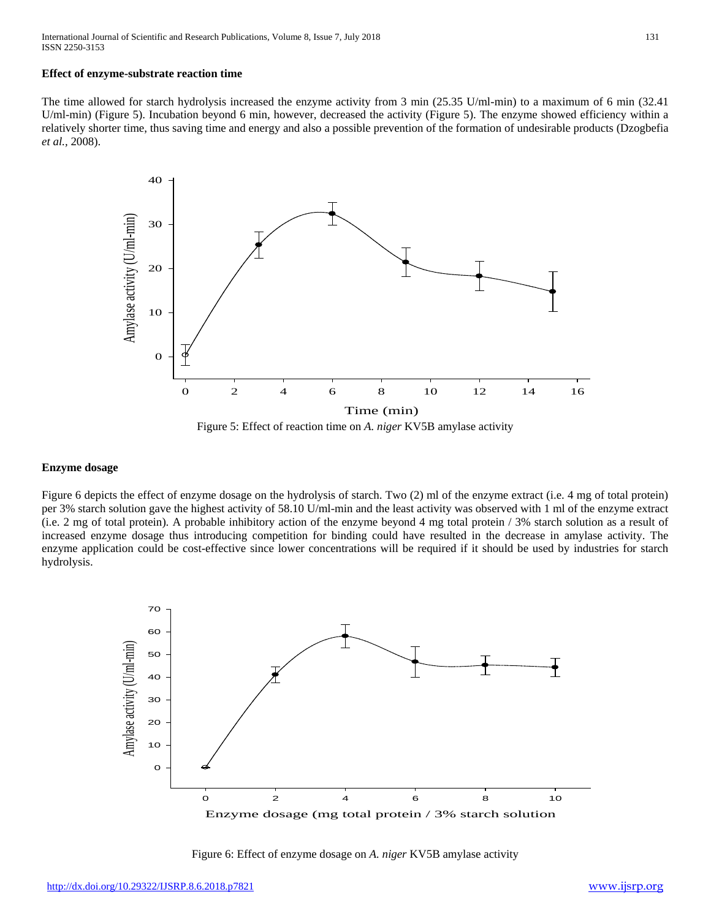**Effect of enzyme-substrate reaction time**

The time allowed for starch hydrolysis increased the enzyme activity from 3 min (25.35 U/ml-min) to a maximum of 6 min (32.41 U/ml-min) (Figure 5). Incubation beyond 6 min, however, decreased the activity (Figure 5). The enzyme showed efficiency within a relatively shorter time, thus saving time and energy and also a possible prevention of the formation of undesirable products (Dzogbefia *et al.,* 2008).

Figure 5: Effect of reaction time on *A. niger* KV5B amylase activity

**Enzyme dosage**

Figure 6 depicts the effect of enzyme dosage on the hydrolysis of starch. Two (2) ml of the enzyme extract (i.e. 4 mg of total protein) per 3% starch solution gave the highest activity of 58.10 U/ml-min and the least activity was observed with 1 ml of the enzyme extract (i.e. 2 mg of total protein). A probable inhibitory action of the enzyme beyond 4 mg total protein / 3% starch solution as a result of increased enzyme dosage thus introducing competition for binding could have resulted in the decrease in amylase activity. The enzyme application could be cost-effective since lower concentrations will be required if it should be used by industries for starch hydrolysis.

Figure 6: Effect of enzyme dosage on *A. niger* KV5B amylase activity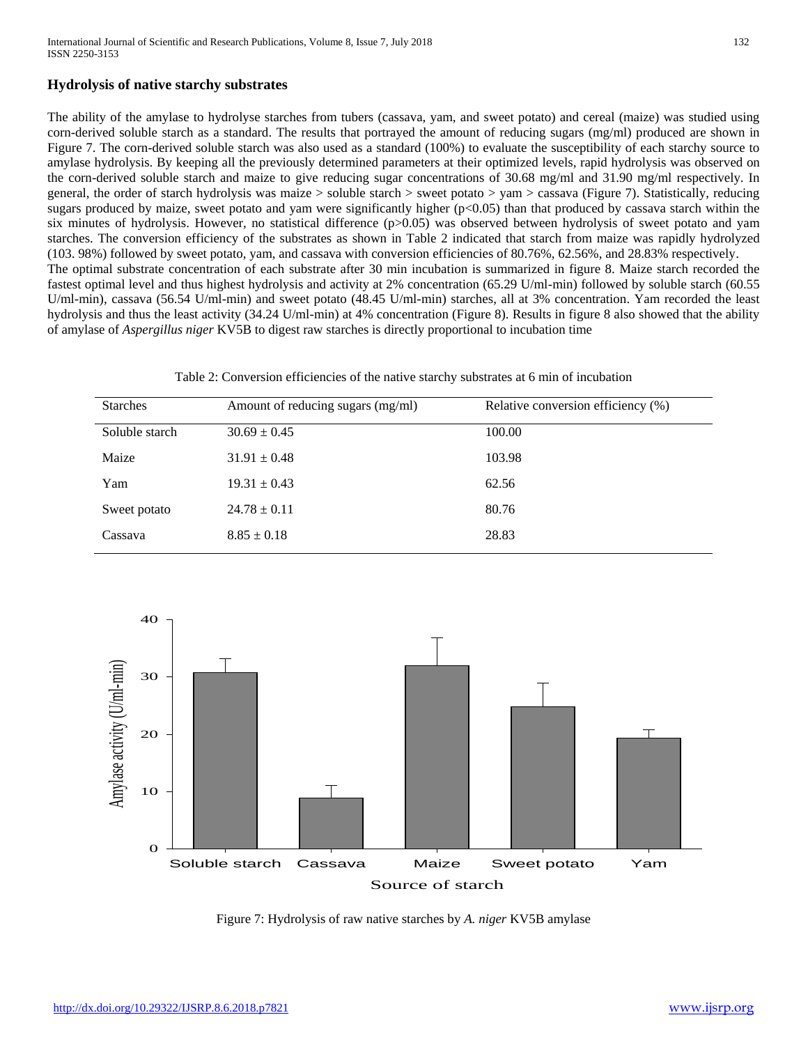### Hydrolysis of native starchy substrates

The ability of the amylase to hydrolyse starches from tubers (cassava, yam, and sweet potato) and cereal (maize) was studied using corn-derived soluble starch as a standard. The results that portrayed the amount of reducing sugars (mg/ml) produced are shown in Figure 7. The corn-derived soluble starch was also used as a standard (100%) to evaluate the susceptibility of each starchy source to amylase hydrolysis. By keeping all the previously determined parameters at their optimized levels, rapid hydrolysis was observed on the corn-derived soluble starch and maize to give reducing sugar concentrations of 30.68 mg/ml and 31.90 mg/ml respectively. In general, the order of starch hydrolysis was maize > soluble starch > sweet potato > yam > cassava (Figure 7). Statistically, reducing sugars produced by maize, sweet potato and yam were significantly higher ($p<0.05$) than that produced by cassava starch within the six minutes of hydrolysis. However, no statistical difference ($p>0.05$) was observed between hydrolysis of sweet potato and yam starches. The conversion efficiency of the substrates as shown in Table 2 indicated that starch from maize was rapidly hydrolyzed (103. 98%) followed by sweet potato, yam, and cassava with conversion efficiencies of 80.76%, 62.56%, and 28.83% respectively.

The optimal substrate concentration of each substrate after 30 min incubation is summarized in figure 8. Maize starch recorded the fastest optimal level and thus highest hydrolysis and activity at 2% concentration (65.29 U/ml-min) followed by soluble starch (60.55 U/ml-min), cassava (56.54 U/ml-min) and sweet potato (48.45 U/ml-min) starches, all at 3% concentration. Yam recorded the least hydrolysis and thus the least activity (34.24 U/ml-min) at 4% concentration (Figure 8). Results in figure 8 also showed that the ability of amylase of *Aspergillus niger* KV5B to digest raw starches is directly proportional to incubation time

Table 2: Conversion efficiencies of the native starchy substrates at 6 min of incubation

| Starches | Amount of reducing sugars (mg/ml) | Relative conversion efficiency (%) |
|---|---|---|
| Soluble starch | 30.69 ± 0.45 | 100.00 |
| Maize | 31.91 ± 0.48 | 103.98 |
| Yam | 19.31 ± 0.43 | 62.56 |
| Sweet potato | 24.78 ± 0.11 | 80.76 |
| Cassava | 8.85 ± 0.18 | 28.83 |

Figure 7: Hydrolysis of raw native starches by *A. niger* KV5B amylase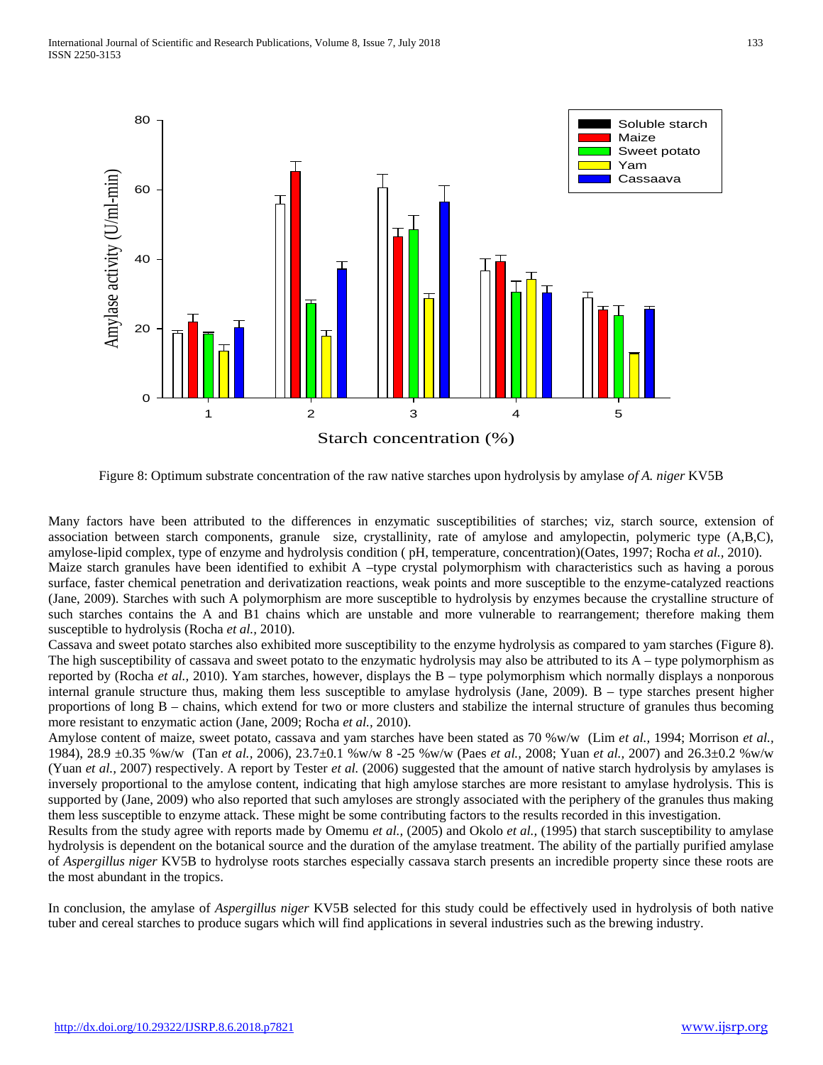Figure 8: Optimum substrate concentration of the raw native starches upon hydrolysis by amylase *of A. niger* KV5B

Many factors have been attributed to the differences in enzymatic susceptibilities of starches; viz, starch source, extension of association between starch components, granule size, crystallinity, rate of amylose and amylopectin, polymeric type (A,B,C), amylose-lipid complex, type of enzyme and hydrolysis condition ( pH, temperature, concentration)(Oates, 1997; Rocha *et al.,* 2010).

Maize starch granules have been identified to exhibit A –type crystal polymorphism with characteristics such as having a porous surface, faster chemical penetration and derivatization reactions, weak points and more susceptible to the enzyme-catalyzed reactions (Jane, 2009). Starches with such A polymorphism are more susceptible to hydrolysis by enzymes because the crystalline structure of such starches contains the A and B1 chains which are unstable and more vulnerable to rearrangement; therefore making them susceptible to hydrolysis (Rocha *et al.,* 2010).

Cassava and sweet potato starches also exhibited more susceptibility to the enzyme hydrolysis as compared to yam starches (Figure 8). The high susceptibility of cassava and sweet potato to the enzymatic hydrolysis may also be attributed to its A – type polymorphism as reported by (Rocha *et al.,* 2010). Yam starches, however, displays the B – type polymorphism which normally displays a nonporous internal granule structure thus, making them less susceptible to amylase hydrolysis (Jane, 2009). B – type starches present higher proportions of long B – chains, which extend for two or more clusters and stabilize the internal structure of granules thus becoming more resistant to enzymatic action (Jane, 2009; Rocha *et al.,* 2010).

Amylose content of maize, sweet potato, cassava and yam starches have been stated as 70 %w/w (Lim *et al.,* 1994; Morrison *et al.,* 1984), 28.9 ±0.35 %w/w (Tan *et al.,* 2006), 23.7±0.1 %w/w 8 -25 %w/w (Paes *et al.,* 2008; Yuan *et al.,* 2007) and 26.3±0.2 %w/w (Yuan *et al.,* 2007) respectively. A report by Tester *et al.* (2006) suggested that the amount of native starch hydrolysis by amylases is inversely proportional to the amylose content, indicating that high amylose starches are more resistant to amylase hydrolysis. This is supported by (Jane, 2009) who also reported that such amyloses are strongly associated with the periphery of the granules thus making them less susceptible to enzyme attack. These might be some contributing factors to the results recorded in this investigation.

Results from the study agree with reports made by Omemu *et al.,* (2005) and Okolo *et al.,* (1995) that starch susceptibility to amylase hydrolysis is dependent on the botanical source and the duration of the amylase treatment. The ability of the partially purified amylase of *Aspergillus niger* KV5B to hydrolyse roots starches especially cassava starch presents an incredible property since these roots are the most abundant in the tropics.

In conclusion, the amylase of *Aspergillus niger* KV5B selected for this study could be effectively used in hydrolysis of both native tuber and cereal starches to produce sugars which will find applications in several industries such as the brewing industry.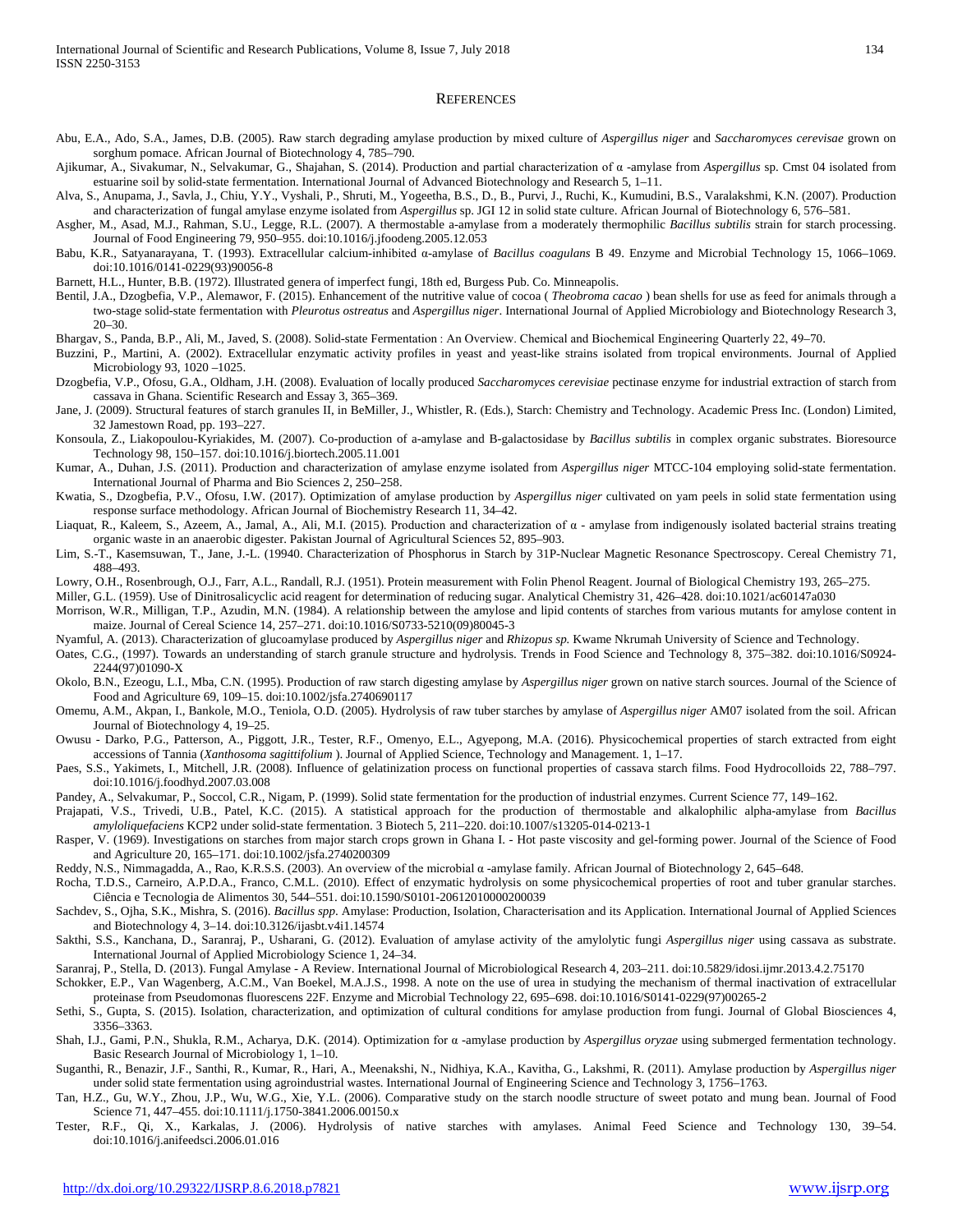## REFERENCES

Abu, E.A., Ado, S.A., James, D.B. (2005). Raw starch degrading amylase production by mixed culture of *Aspergillus niger* and *Saccharomyces cerevisae* grown on sorghum pomace. African Journal of Biotechnology 4, 785–790.

Ajikumar, A., Sivakumar, N., Selvakumar, G., Shajahan, S. (2014). Production and partial characterization of α -amylase from *Aspergillus* sp. Cmst 04 isolated from estuarine soil by solid-state fermentation. International Journal of Advanced Biotechnology and Research 5, 1–11.

Alva, S., Anupama, J., Savla, J., Chiu, Y.Y., Vyshali, P., Shruti, M., Yogeetha, B.S., D., B., Purvi, J., Ruchi, K., Kumudini, B.S., Varalakshmi, K.N. (2007). Production and characterization of fungal amylase enzyme isolated from *Aspergillus* sp. JGI 12 in solid state culture. African Journal of Biotechnology 6, 576–581.

Asgher, M., Asad, M.J., Rahman, S.U., Legge, R.L. (2007). A thermostable a-amylase from a moderately thermophilic *Bacillus subtilis* strain for starch processing. Journal of Food Engineering 79, 950–955. doi:10.1016/j.jfoodeng.2005.12.053

Babu, K.R., Satyanarayana, T. (1993). Extracellular calcium-inhibited α-amylase of *Bacillus coagulans* B 49. Enzyme and Microbial Technology 15, 1066–1069. doi:10.1016/0141-0229(93)90056-8

Barnett, H.L., Hunter, B.B. (1972). Illustrated genera of imperfect fungi, 18th ed, Burgess Pub. Co. Minneapolis.

Bentil, J.A., Dzogbefia, V.P., Alemawor, F. (2015). Enhancement of the nutritive value of cocoa ( *Theobroma cacao* ) bean shells for use as feed for animals through a two-stage solid-state fermentation with *Pleurotus ostreatus* and *Aspergillus niger*. International Journal of Applied Microbiology and Biotechnology Research 3, 20–30.

Bhargav, S., Panda, B.P., Ali, M., Javed, S. (2008). Solid-state Fermentation : An Overview. Chemical and Biochemical Engineering Quarterly 22, 49–70.

Buzzini, P., Martini, A. (2002). Extracellular enzymatic activity profiles in yeast and yeast-like strains isolated from tropical environments. Journal of Applied Microbiology 93, 1020 –1025.

Dzogbefia, V.P., Ofosu, G.A., Oldham, J.H. (2008). Evaluation of locally produced *Saccharomyces cerevisiae* pectinase enzyme for industrial extraction of starch from cassava in Ghana. Scientific Research and Essay 3, 365–369.

Jane, J. (2009). Structural features of starch granules II, in BeMiller, J., Whistler, R. (Eds.), Starch: Chemistry and Technology. Academic Press Inc. (London) Limited, 32 Jamestown Road, pp. 193–227.

Konsoula, Z., Liakopoulou-Kyriakides, M. (2007). Co-production of a-amylase and B-galactosidase by *Bacillus subtilis* in complex organic substrates. Bioresource Technology 98, 150–157. doi:10.1016/j.biortech.2005.11.001

Kumar, A., Duhan, J.S. (2011). Production and characterization of amylase enzyme isolated from *Aspergillus niger* MTCC-104 employing solid-state fermentation. International Journal of Pharma and Bio Sciences 2, 250–258.

Kwatia, S., Dzogbefia, P.V., Ofosu, I.W. (2017). Optimization of amylase production by *Aspergillus niger* cultivated on yam peels in solid state fermentation using response surface methodology. African Journal of Biochemistry Research 11, 34–42.

Liaquat, R., Kaleem, S., Azeem, A., Jamal, A., Ali, M.I. (2015). Production and characterization of α - amylase from indigenously isolated bacterial strains treating organic waste in an anaerobic digester. Pakistan Journal of Agricultural Sciences 52, 895–903.

Lim, S.-T., Kasemsuwan, T., Jane, J.-L. (19940. Characterization of Phosphorus in Starch by 31P-Nuclear Magnetic Resonance Spectroscopy. Cereal Chemistry 71, 488–493.

Lowry, O.H., Rosenbrough, O.J., Farr, A.L., Randall, R.J. (1951). Protein measurement with Folin Phenol Reagent. Journal of Biological Chemistry 193, 265–275.

Miller, G.L. (1959). Use of Dinitrosalicylic acid reagent for determination of reducing sugar. Analytical Chemistry 31, 426–428. doi:10.1021/ac60147a030

Morrison, W.R., Milligan, T.P., Azudin, M.N. (1984). A relationship between the amylose and lipid contents of starches from various mutants for amylose content in maize. Journal of Cereal Science 14, 257–271. doi:10.1016/S0733-5210(09)80045-3

Nyamful, A. (2013). Characterization of glucoamylase produced by *Aspergillus niger* and *Rhizopus sp.* Kwame Nkrumah University of Science and Technology.

Oates, C.G., (1997). Towards an understanding of starch granule structure and hydrolysis. Trends in Food Science and Technology 8, 375–382. doi:10.1016/S0924-2244(97)01090-X

Okolo, B.N., Ezeogu, L.I., Mba, C.N. (1995). Production of raw starch digesting amylase by *Aspergillus niger* grown on native starch sources. Journal of the Science of Food and Agriculture 69, 109–15. doi:10.1002/jsfa.2740690117

Omemu, A.M., Akpan, I., Bankole, M.O., Teniola, O.D. (2005). Hydrolysis of raw tuber starches by amylase of *Aspergillus niger* AM07 isolated from the soil. African Journal of Biotechnology 4, 19–25.

Owusu - Darko, P.G., Patterson, A., Piggott, J.R., Tester, R.F., Omenyo, E.L., Agyepong, M.A. (2016). Physicochemical properties of starch extracted from eight accessions of Tannia (*Xanthosoma sagittifolium* ). Journal of Applied Science, Technology and Management. 1, 1–17.

Paes, S.S., Yakimets, I., Mitchell, J.R. (2008). Influence of gelatinization process on functional properties of cassava starch films. Food Hydrocolloids 22, 788–797. doi:10.1016/j.foodhyd.2007.03.008

Pandey, A., Selvakumar, P., Soccol, C.R., Nigam, P. (1999). Solid state fermentation for the production of industrial enzymes. Current Science 77, 149–162.

Prajapati, V.S., Trivedi, U.B., Patel, K.C. (2015). A statistical approach for the production of thermostable and alkalophilic alpha-amylase from *Bacillus amyloliquefaciens* KCP2 under solid-state fermentation. 3 Biotech 5, 211–220. doi:10.1007/s13205-014-0213-1

Rasper, V. (1969). Investigations on starches from major starch crops grown in Ghana I. - Hot paste viscosity and gel-forming power. Journal of the Science of Food and Agriculture 20, 165–171. doi:10.1002/jsfa.2740200309

Reddy, N.S., Nimmagadda, A., Rao, K.R.S.S. (2003). An overview of the microbial α -amylase family. African Journal of Biotechnology 2, 645–648.

Rocha, T.D.S., Carneiro, A.P.D.A., Franco, C.M.L. (2010). Effect of enzymatic hydrolysis on some physicochemical properties of root and tuber granular starches. Ciência e Tecnologia de Alimentos 30, 544–551. doi:10.1590/S0101-20612010000200039

Sachdev, S., Ojha, S.K., Mishra, S. (2016). *Bacillus spp.* Amylase: Production, Isolation, Characterisation and its Application. International Journal of Applied Sciences and Biotechnology 4, 3–14. doi:10.3126/ijasbt.v4i1.14574

Sakthi, S.S., Kanchana, D., Saranraj, P., Usharani, G. (2012). Evaluation of amylase activity of the amylolytic fungi *Aspergillus niger* using cassava as substrate. International Journal of Applied Microbiology Science 1, 24–34.

Saranraj, P., Stella, D. (2013). Fungal Amylase - A Review. International Journal of Microbiological Research 4, 203–211. doi:10.5829/idosi.ijmr.2013.4.2.75170

Schokker, E.P., Van Wagenberg, A.C.M., Van Boekel, M.A.J.S., 1998. A note on the use of urea in studying the mechanism of thermal inactivation of extracellular proteinase from Pseudomonas fluorescens 22F. Enzyme and Microbial Technology 22, 695–698. doi:10.1016/S0141-0229(97)00265-2

Sethi, S., Gupta, S. (2015). Isolation, characterization, and optimization of cultural conditions for amylase production from fungi. Journal of Global Biosciences 4, 3356–3363.

Shah, I.J., Gami, P.N., Shukla, R.M., Acharya, D.K. (2014). Optimization for α -amylase production by *Aspergillus oryzae* using submerged fermentation technology. Basic Research Journal of Microbiology 1, 1–10.

Suganthi, R., Benazir, J.F., Santhi, R., Kumar, R., Hari, A., Meenakshi, N., Nidhiya, K.A., Kavitha, G., Lakshmi, R. (2011). Amylase production by *Aspergillus niger* under solid state fermentation using agroindustrial wastes. International Journal of Engineering Science and Technology 3, 1756–1763.

Tan, H.Z., Gu, W.Y., Zhou, J.P., Wu, W.G., Xie, Y.L. (2006). Comparative study on the starch noodle structure of sweet potato and mung bean. Journal of Food Science 71, 447–455. doi:10.1111/j.1750-3841.2006.00150.x

Tester, R.F., Qi, X., Karkalas, J. (2006). Hydrolysis of native starches with amylases. Animal Feed Science and Technology 130, 39–54. doi:10.1016/j.anifeedsci.2006.01.016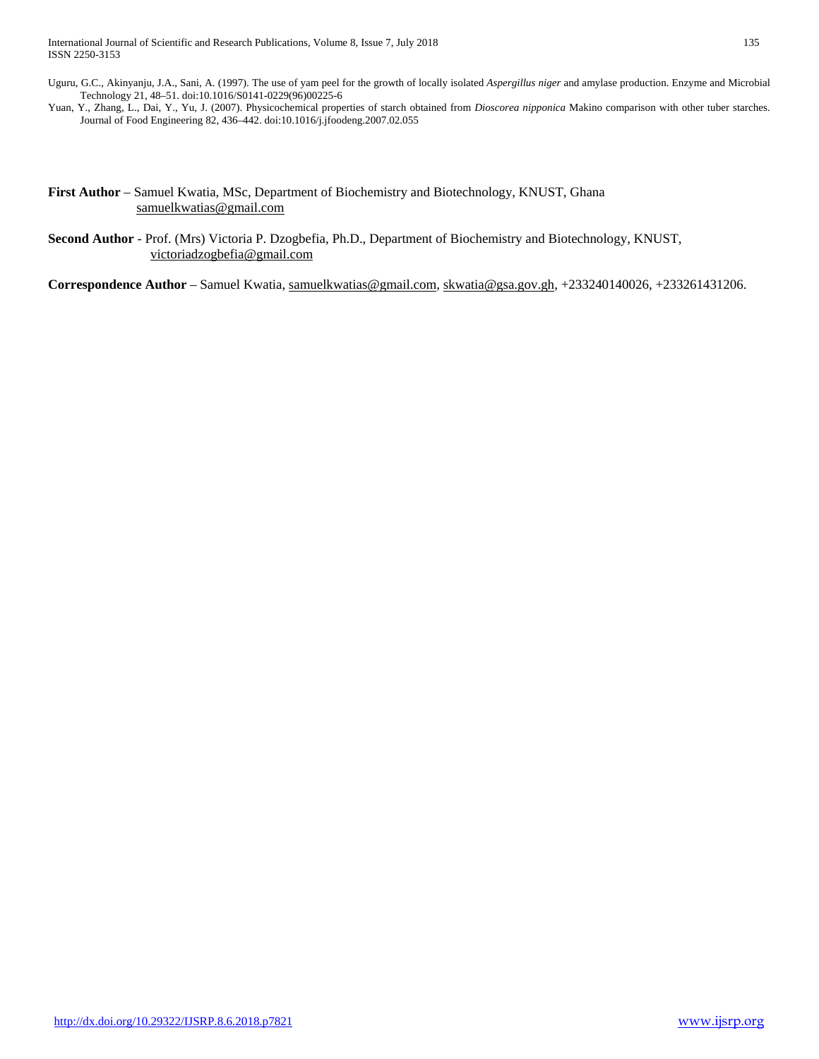Uguru, G.C., Akinyanju, J.A., Sani, A. (1997). The use of yam peel for the growth of locally isolated *Aspergillus niger* and amylase production. Enzyme and Microbial Technology 21, 48–51. doi:10.1016/S0141-0229(96)00225-6

Yuan, Y., Zhang, L., Dai, Y., Yu, J. (2007). Physicochemical properties of starch obtained from *Dioscorea nipponica* Makino comparison with other tuber starches. Journal of Food Engineering 82, 436–442. doi:10.1016/j.jfoodeng.2007.02.055

**First Author** – Samuel Kwatia, MSc, Department of Biochemistry and Biotechnology, KNUST, Ghana samuelkwatias@gmail.com

**Second Author** - Prof. (Mrs) Victoria P. Dzogbefia, Ph.D., Department of Biochemistry and Biotechnology, KNUST, victoriadzogbefia@gmail.com

**Correspondence Author** – Samuel Kwatia, samuelkwatias@gmail.com, skwatia@gsa.gov.gh, +233240140026, +233261431206.